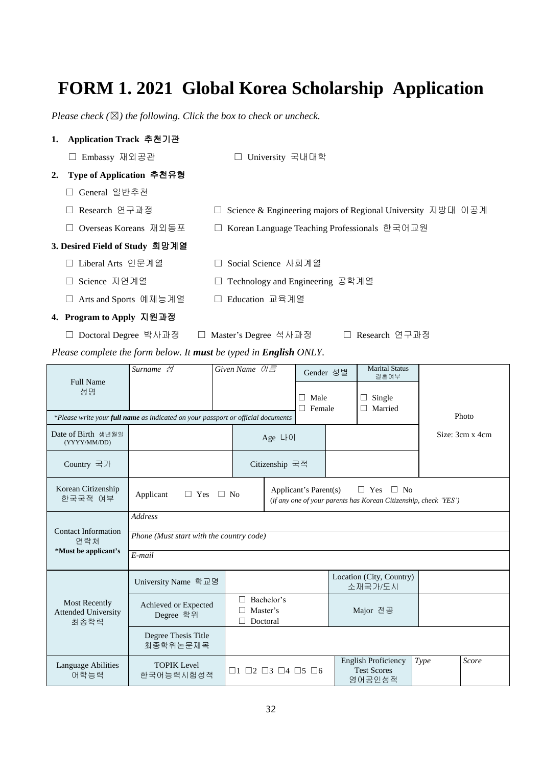# FORM 1. 2021 Global Korea Scholarship Application

*Please check (☒) the following. Click the box to check or uncheck.*

**1. Application Track 추천기관**

☐ Embassy 재외공관 ☐ University 국내대학

**2. Type of Application 추천유형**

☐ General 일반추천

☐ Research 연구과정 ☐ Science & Engineering majors of Regional University 지방대 이공계

☐ Overseas Koreans 재외동포 ☐ Korean Language Teaching Professionals 한국어교원

**3. Desired Field of Study 희망계열**

☐ Liberal Arts 인문계열 ☐ Social Science 사회계열

☐ Science 자연계열 ☐ Technology and Engineering 공학계열

☐ Arts and Sports 예체능계열 ☐ Education 교육계열

**4. Program to Apply 지원과정**

☐ Doctoral Degree 박사과정 ☐ Master's Degree 석사과정 ☐ Research 연구과정

*Please complete the form below. It **must** be typed in **English** ONLY.*

| Full Name 성명 | *Surname 성* | *Given Name 이름* | Gender 성별 | Marital Status 결혼여부 | Photo<br>Size: 3cm x 4cm |
|---|---|---|---|---|---|
| | | | ☐ Male<br>☐ Female | ☐ Single<br>☐ Married | |
| *\*Please write your **full name** as indicated on your passport or official documents* | | | | | |
| Date of Birth 생년월일 (YYYY/MM/DD) | | Age 나이 | | | |
| Country 국가 | | Citizenship 국적 | | | |
| Korean Citizenship 한국국적 여부 | Applicant ☐ Yes ☐ No | Applicant's Parent(s) ☐ Yes ☐ No<br>*(if any one of your parents has Korean Citizenship, check 'YES')* | | | |
| Contact Information 연락처<br>**\*Must be applicant's** | *Address* | | | | |
| | *Phone (Must start with the country code)* | | | | |
| | *E-mail* | | | | |

| Most Recently Attended University 최종학력 | University Name 학교명 | | Location (City, Country) 소재국가/도시 | | |
|---|---|---|---|---|---|
| | Achieved or Expected Degree 학위 | ☐ Bachelor's<br>☐ Master's<br>☐ Doctoral | Major 전공 | | |
| | Degree Thesis Title 최종학위논문제목 | | | | |
| Language Abilities 어학능력 | TOPIK Level 한국어능력시험성적 | ☐1 ☐2 ☐3 ☐4 ☐5 ☐6 | English Proficiency Test Scores 영어공인성적 | *Type* | *Score* |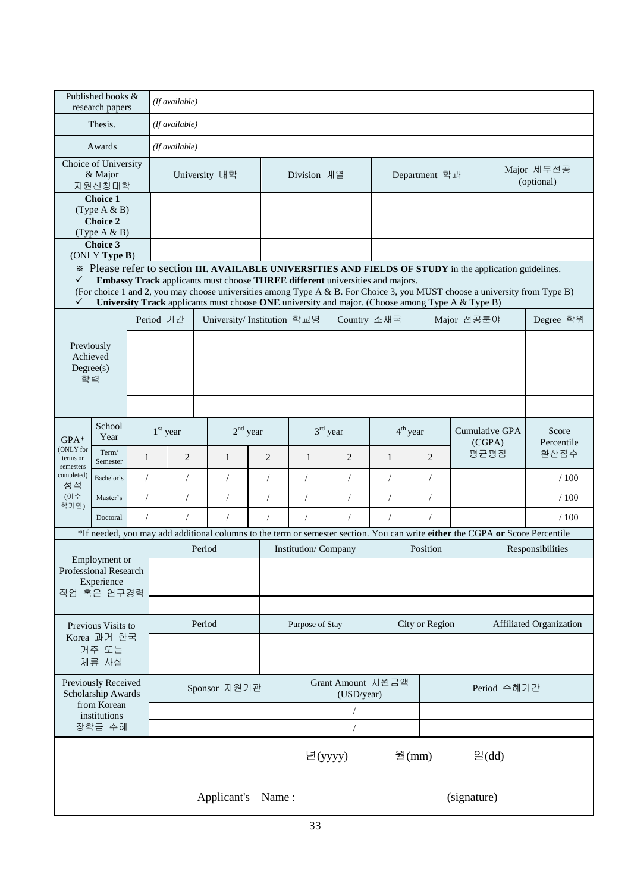| | | | | |
|---|---|---|---|---|
| Published books & research papers | *(If available)* | | | |
| Thesis. | *(If available)* | | | |
| Awards | *(If available)* | | | |
| Choice of University & Major 지원신청대학 | University 대학 | Division 계열 | Department 학과 | Major 세부전공 (optional) |
| **Choice 1** (Type A & B) | | | | |
| **Choice 2** (Type A & B) | | | | |
| **Choice 3** (ONLY **Type B**) | | | | |

※ Please refer to section **III. AVAILABLE UNIVERSITIES AND FIELDS OF STUDY** in the application guidelines.

✓ **Embassy Track** applicants must choose **THREE different** universities and majors.
(For choice 1 and 2, you may choose universities among Type A & B. For Choice 3, you MUST choose a university from Type B)

✓ **University Track** applicants must choose **ONE** university and major. (Choose among Type A & Type B)

| Previously Achieved Degree(s) 학력 | Period 기간 | University/ Institution 학교명 | Country 소재국 | Major 전공분야 | Degree 학위 |
|---|---|---|---|---|---|
| | | | | | |
| | | | | | |
| | | | | | |
| | | | | | |

| GPA* (ONLY for terms or semesters completed) 성적 (이수 학기만) | School Year | 1st year | | 2nd year | | 3rd year | | 4th year | | Cumulative GPA (CGPA) 평균평점 | Score Percentile 환산점수 |
|---|---|---|---|---|---|---|---|---|---|---|---|
| | Term/ Semester | 1 | 2 | 1 | 2 | 1 | 2 | 1 | 2 | | |
| | Bachelor's | / | / | / | / | / | / | / | / | | / 100 |
| | Master's | / | / | / | / | / | / | / | / | | / 100 |
| | Doctoral | / | / | / | / | / | / | / | / | | / 100 |

*If needed, you may add additional columns to the term or semester section. You can write **either** the CGPA **or** Score Percentile

| Employment or Professional Research Experience 직업 혹은 연구경력 | Period | Institution/ Company | Position | Responsibilities |
|---|---|---|---|---|
| | | | | |
| | | | | |
| | | | | |

| Previous Visits to Korea 과거 한국 거주 또는 체류 사실 | Period | Purpose of Stay | City or Region | Affiliated Organization |
|---|---|---|---|---|
| | | | | |
| | | | | |

| Previously Received Scholarship Awards from Korean institutions 장학금 수혜 | Sponsor 지원기관 | Grant Amount 지원금액 (USD/year) | Period 수혜기간 |
|---|---|---|---|
| | | / | |
| | | / | |

년(yyyy) 월(mm) 일(dd)

Applicant's Name : (signature)